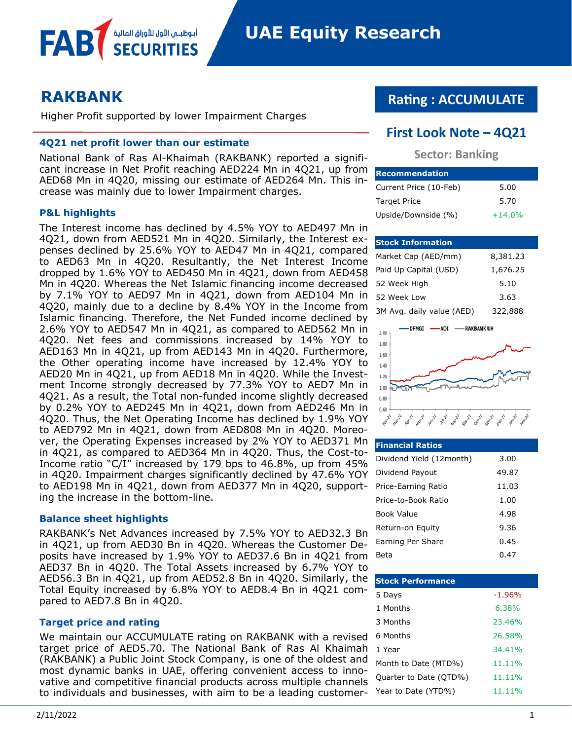FAB SECURITIES أبوظبي الأول للأوراق المالية

# UAE Equity Research

# RAKBANK

Higher Profit supported by lower Impairment Charges

## Rating : ACCUMULATE

## First Look Note – 4Q21

**Sector: Banking**

### 4Q21 net profit lower than our estimate

National Bank of Ras Al-Khaimah (RAKBANK) reported a significant increase in Net Profit reaching AED224 Mn in 4Q21, up from AED68 Mn in 4Q20, missing our estimate of AED264 Mn. This increase was mainly due to lower Impairment charges.

### P&L highlights

The Interest income has declined by 4.5% YOY to AED497 Mn in 4Q21, down from AED521 Mn in 4Q20. Similarly, the Interest expenses declined by 25.6% YOY to AED47 Mn in 4Q21, compared to AED63 Mn in 4Q20. Resultantly, the Net Interest Income dropped by 1.6% YOY to AED450 Mn in 4Q21, down from AED458 Mn in 4Q20. Whereas the Net Islamic financing income decreased by 7.1% YOY to AED97 Mn in 4Q21, down from AED104 Mn in 4Q20, mainly due to a decline by 8.4% YOY in the Income from Islamic financing. Therefore, the Net Funded income declined by 2.6% YOY to AED547 Mn in 4Q21, as compared to AED562 Mn in 4Q20. Net fees and commissions increased by 14% YOY to AED163 Mn in 4Q21, up from AED143 Mn in 4Q20. Furthermore, the Other operating income have increased by 12.4% YOY to AED20 Mn in 4Q21, up from AED18 Mn in 4Q20. While the Investment Income strongly decreased by 77.3% YOY to AED7 Mn in 4Q21. As a result, the Total non-funded income slightly decreased by 0.2% YOY to AED245 Mn in 4Q21, down from AED246 Mn in 4Q20. Thus, the Net Operating Income has declined by 1.9% YOY to AED792 Mn in 4Q21, down from AED808 Mn in 4Q20. Moreover, the Operating Expenses increased by 2% YOY to AED371 Mn in 4Q21, as compared to AED364 Mn in 4Q20. Thus, the Cost-to-Income ratio "C/I" increased by 179 bps to 46.8%, up from 45% in 4Q20. Impairment charges significantly declined by 47.6% YOY to AED198 Mn in 4Q21, down from AED377 Mn in 4Q20, supporting the increase in the bottom-line.

### Balance sheet highlights

RAKBANK's Net Advances increased by 7.5% YOY to AED32.3 Bn in 4Q21, up from AED30 Bn in 4Q20. Whereas the Customer Deposits have increased by 1.9% YOY to AED37.6 Bn in 4Q21 from AED37 Bn in 4Q20. The Total Assets increased by 6.7% YOY to AED56.3 Bn in 4Q21, up from AED52.8 Bn in 4Q20. Similarly, the Total Equity increased by 6.8% YOY to AED8.4 Bn in 4Q21 compared to AED7.8 Bn in 4Q20.

### Target price and rating

We maintain our ACCUMULATE rating on RAKBANK with a revised target price of AED5.70. The National Bank of Ras Al Khaimah (RAKBANK) a Public Joint Stock Company, is one of the oldest and most dynamic banks in UAE, offering convenient access to innovative and competitive financial products across multiple channels to individuals and businesses, with aim to be a leading customer-

| Recommendation | |
|---|---|
| Current Price (10-Feb) | 5.00 |
| Target Price | 5.70 |
| Upside/Downside (%) | +14.0% |

| Stock Information | |
|---|---|
| Market Cap (AED/mm) | 8,381.23 |
| Paid Up Capital (USD) | 1,676.25 |
| 52 Week High | 5.10 |
| 52 Week Low | 3.63 |
| 3M Avg. daily value (AED) | 322,888 |

| Financial Ratios | |
|---|---|
| Dividend Yield (12month) | 3.00 |
| Dividend Payout | 49.87 |
| Price-Earning Ratio | 11.03 |
| Price-to-Book Ratio | 1.00 |
| Book Value | 4.98 |
| Return-on Equity | 9.36 |
| Earning Per Share | 0.45 |
| Beta | 0.47 |

| Stock Performance | |
|---|---|
| 5 Days | -1.96% |
| 1 Months | 6.38% |
| 3 Months | 23.46% |
| 6 Months | 26.58% |
| 1 Year | 34.41% |
| Month to Date (MTD%) | 11.11% |
| Quarter to Date (QTD%) | 11.11% |
| Year to Date (YTD%) | 11.11% |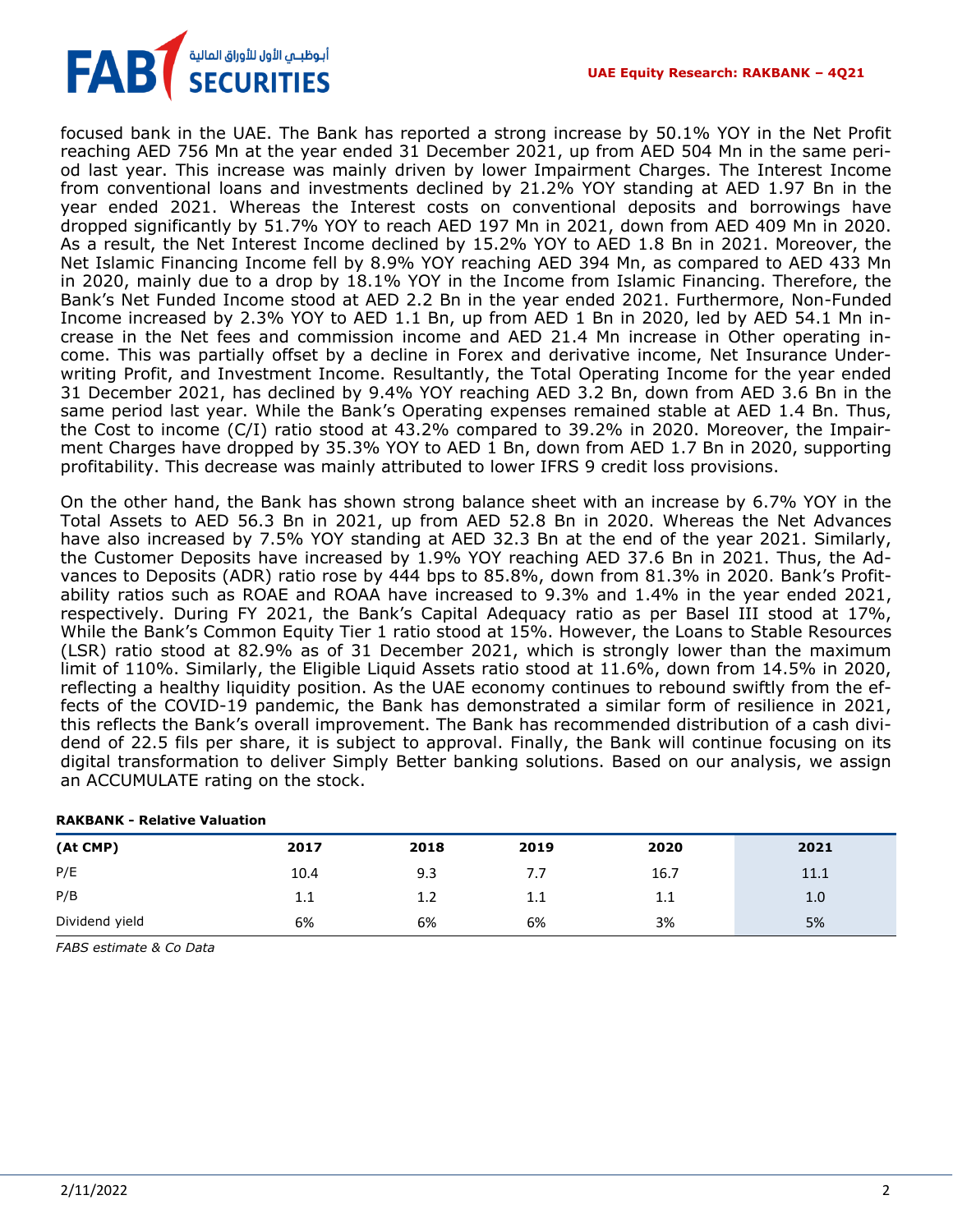focused bank in the UAE. The Bank has reported a strong increase by 50.1% YOY in the Net Profit reaching AED 756 Mn at the year ended 31 December 2021, up from AED 504 Mn in the same period last year. This increase was mainly driven by lower Impairment Charges. The Interest Income from conventional loans and investments declined by 21.2% YOY standing at AED 1.97 Bn in the year ended 2021. Whereas the Interest costs on conventional deposits and borrowings have dropped significantly by 51.7% YOY to reach AED 197 Mn in 2021, down from AED 409 Mn in 2020. As a result, the Net Interest Income declined by 15.2% YOY to AED 1.8 Bn in 2021. Moreover, the Net Islamic Financing Income fell by 8.9% YOY reaching AED 394 Mn, as compared to AED 433 Mn in 2020, mainly due to a drop by 18.1% YOY in the Income from Islamic Financing. Therefore, the Bank's Net Funded Income stood at AED 2.2 Bn in the year ended 2021. Furthermore, Non-Funded Income increased by 2.3% YOY to AED 1.1 Bn, up from AED 1 Bn in 2020, led by AED 54.1 Mn increase in the Net fees and commission income and AED 21.4 Mn increase in Other operating income. This was partially offset by a decline in Forex and derivative income, Net Insurance Underwriting Profit, and Investment Income. Resultantly, the Total Operating Income for the year ended 31 December 2021, has declined by 9.4% YOY reaching AED 3.2 Bn, down from AED 3.6 Bn in the same period last year. While the Bank's Operating expenses remained stable at AED 1.4 Bn. Thus, the Cost to income (C/I) ratio stood at 43.2% compared to 39.2% in 2020. Moreover, the Impairment Charges have dropped by 35.3% YOY to AED 1 Bn, down from AED 1.7 Bn in 2020, supporting profitability. This decrease was mainly attributed to lower IFRS 9 credit loss provisions.

On the other hand, the Bank has shown strong balance sheet with an increase by 6.7% YOY in the Total Assets to AED 56.3 Bn in 2021, up from AED 52.8 Bn in 2020. Whereas the Net Advances have also increased by 7.5% YOY standing at AED 32.3 Bn at the end of the year 2021. Similarly, the Customer Deposits have increased by 1.9% YOY reaching AED 37.6 Bn in 2021. Thus, the Advances to Deposits (ADR) ratio rose by 444 bps to 85.8%, down from 81.3% in 2020. Bank's Profitability ratios such as ROAE and ROAA have increased to 9.3% and 1.4% in the year ended 2021, respectively. During FY 2021, the Bank's Capital Adequacy ratio as per Basel III stood at 17%, While the Bank's Common Equity Tier 1 ratio stood at 15%. However, the Loans to Stable Resources (LSR) ratio stood at 82.9% as of 31 December 2021, which is strongly lower than the maximum limit of 110%. Similarly, the Eligible Liquid Assets ratio stood at 11.6%, down from 14.5% in 2020, reflecting a healthy liquidity position. As the UAE economy continues to rebound swiftly from the effects of the COVID-19 pandemic, the Bank has demonstrated a similar form of resilience in 2021, this reflects the Bank's overall improvement. The Bank has recommended distribution of a cash dividend of 22.5 fils per share, it is subject to approval. Finally, the Bank will continue focusing on its digital transformation to deliver Simply Better banking solutions. Based on our analysis, we assign an ACCUMULATE rating on the stock.

**RAKBANK - Relative Valuation**

| (At CMP) | 2017 | 2018 | 2019 | 2020 | 2021 |
|---|---|---|---|---|---|
| P/E | 10.4 | 9.3 | 7.7 | 16.7 | 11.1 |
| P/B | 1.1 | 1.2 | 1.1 | 1.1 | 1.0 |
| Dividend yield | 6% | 6% | 6% | 3% | 5% |

*FABS estimate & Co Data*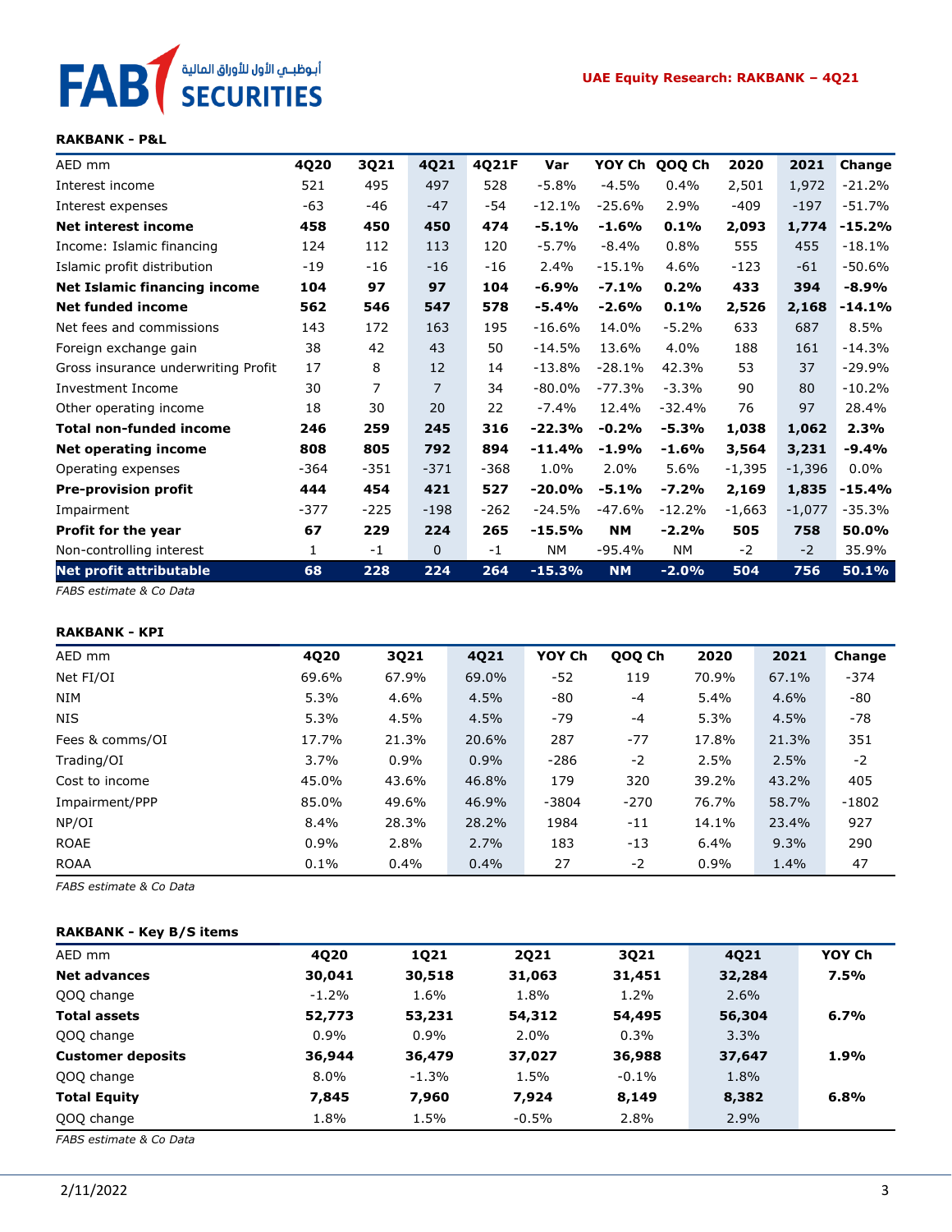### RAKBANK - P&L

| AED mm | 4Q20 | 3Q21 | 4Q21 | 4Q21F | Var | YOY Ch | QOQ Ch | 2020 | 2021 | Change |
|---|---|---|---|---|---|---|---|---|---|---|
| Interest income | 521 | 495 | 497 | 528 | -5.8% | -4.5% | 0.4% | 2,501 | 1,972 | -21.2% |
| Interest expenses | -63 | -46 | -47 | -54 | -12.1% | -25.6% | 2.9% | -409 | -197 | -51.7% |
| **Net interest income** | **458** | **450** | **450** | **474** | **-5.1%** | **-1.6%** | **0.1%** | **2,093** | **1,774** | **-15.2%** |
| Income: Islamic financing | 124 | 112 | 113 | 120 | -5.7% | -8.4% | 0.8% | 555 | 455 | -18.1% |
| Islamic profit distribution | -19 | -16 | -16 | -16 | 2.4% | -15.1% | 4.6% | -123 | -61 | -50.6% |
| **Net Islamic financing income** | **104** | **97** | **97** | **104** | **-6.9%** | **-7.1%** | **0.2%** | **433** | **394** | **-8.9%** |
| **Net funded income** | **562** | **546** | **547** | **578** | **-5.4%** | **-2.6%** | **0.1%** | **2,526** | **2,168** | **-14.1%** |
| Net fees and commissions | 143 | 172 | 163 | 195 | -16.6% | 14.0% | -5.2% | 633 | 687 | 8.5% |
| Foreign exchange gain | 38 | 42 | 43 | 50 | -14.5% | 13.6% | 4.0% | 188 | 161 | -14.3% |
| Gross insurance underwriting Profit | 17 | 8 | 12 | 14 | -13.8% | -28.1% | 42.3% | 53 | 37 | -29.9% |
| Investment Income | 30 | 7 | 7 | 34 | -80.0% | -77.3% | -3.3% | 90 | 80 | -10.2% |
| Other operating income | 18 | 30 | 20 | 22 | -7.4% | 12.4% | -32.4% | 76 | 97 | 28.4% |
| **Total non-funded income** | **246** | **259** | **245** | **316** | **-22.3%** | **-0.2%** | **-5.3%** | **1,038** | **1,062** | **2.3%** |
| **Net operating income** | **808** | **805** | **792** | **894** | **-11.4%** | **-1.9%** | **-1.6%** | **3,564** | **3,231** | **-9.4%** |
| Operating expenses | -364 | -351 | -371 | -368 | 1.0% | 2.0% | 5.6% | -1,395 | -1,396 | 0.0% |
| **Pre-provision profit** | **444** | **454** | **421** | **527** | **-20.0%** | **-5.1%** | **-7.2%** | **2,169** | **1,835** | **-15.4%** |
| Impairment | -377 | -225 | -198 | -262 | -24.5% | -47.6% | -12.2% | -1,663 | -1,077 | -35.3% |
| **Profit for the year** | **67** | **229** | **224** | **265** | **-15.5%** | **NM** | **-2.2%** | **505** | **758** | **50.0%** |
| Non-controlling interest | 1 | -1 | 0 | -1 | NM | -95.4% | NM | -2 | -2 | 35.9% |
| **Net profit attributable** | **68** | **228** | **224** | **264** | **-15.3%** | **NM** | **-2.0%** | **504** | **756** | **50.1%** |

*FABS estimate & Co Data*

### RAKBANK - KPI

| AED mm | 4Q20 | 3Q21 | 4Q21 | YOY Ch | QOQ Ch | 2020 | 2021 | Change |
|---|---|---|---|---|---|---|---|---|
| Net FI/OI | 69.6% | 67.9% | 69.0% | -52 | 119 | 70.9% | 67.1% | -374 |
| NIM | 5.3% | 4.6% | 4.5% | -80 | -4 | 5.4% | 4.6% | -80 |
| NIS | 5.3% | 4.5% | 4.5% | -79 | -4 | 5.3% | 4.5% | -78 |
| Fees & comms/OI | 17.7% | 21.3% | 20.6% | 287 | -77 | 17.8% | 21.3% | 351 |
| Trading/OI | 3.7% | 0.9% | 0.9% | -286 | -2 | 2.5% | 2.5% | -2 |
| Cost to income | 45.0% | 43.6% | 46.8% | 179 | 320 | 39.2% | 43.2% | 405 |
| Impairment/PPP | 85.0% | 49.6% | 46.9% | -3804 | -270 | 76.7% | 58.7% | -1802 |
| NP/OI | 8.4% | 28.3% | 28.2% | 1984 | -11 | 14.1% | 23.4% | 927 |
| ROAE | 0.9% | 2.8% | 2.7% | 183 | -13 | 6.4% | 9.3% | 290 |
| ROAA | 0.1% | 0.4% | 0.4% | 27 | -2 | 0.9% | 1.4% | 47 |

*FABS estimate & Co Data*

### RAKBANK - Key B/S items

| AED mm | 4Q20 | 1Q21 | 2Q21 | 3Q21 | 4Q21 | YOY Ch |
|---|---|---|---|---|---|---|
| **Net advances** | **30,041** | **30,518** | **31,063** | **31,451** | **32,284** | **7.5%** |
| QOQ change | -1.2% | 1.6% | 1.8% | 1.2% | 2.6% | |
| **Total assets** | **52,773** | **53,231** | **54,312** | **54,495** | **56,304** | **6.7%** |
| QOQ change | 0.9% | 0.9% | 2.0% | 0.3% | 3.3% | |
| **Customer deposits** | **36,944** | **36,479** | **37,027** | **36,988** | **37,647** | **1.9%** |
| QOQ change | 8.0% | -1.3% | 1.5% | -0.1% | 1.8% | |
| **Total Equity** | **7,845** | **7,960** | **7,924** | **8,149** | **8,382** | **6.8%** |
| QOQ change | 1.8% | 1.5% | -0.5% | 2.8% | 2.9% | |

*FABS estimate & Co Data*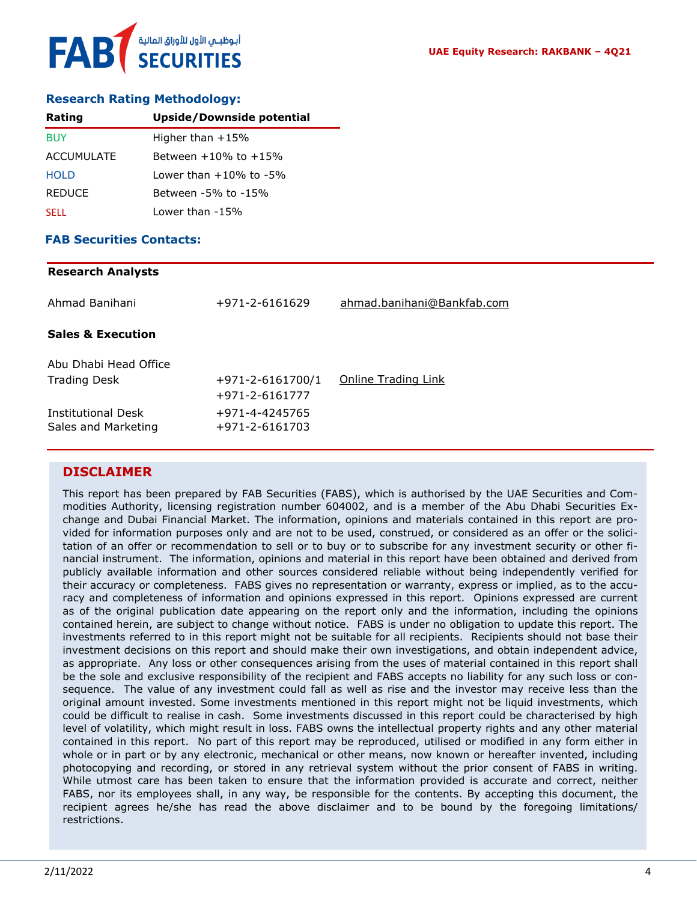## Research Rating Methodology:

| Rating | Upside/Downside potential |
|---|---|
| BUY | Higher than +15% |
| ACCUMULATE | Between +10% to +15% |
| HOLD | Lower than +10% to -5% |
| REDUCE | Between -5% to -15% |
| SELL | Lower than -15% |

## FAB Securities Contacts:

**Research Analysts**

| | | |
|---|---|---|
| Ahmad Banihani | +971-2-6161629 | ahmad.banihani@Bankfab.com |

**Sales & Execution**

| | | |
|---|---|---|
| Abu Dhabi Head Office | | |
| Trading Desk | +971-2-6161700/1<br>+971-2-6161777 | Online Trading Link |
| Institutional Desk | +971-4-4245765 | |
| Sales and Marketing | +971-2-6161703 | |

## DISCLAIMER

This report has been prepared by FAB Securities (FABS), which is authorised by the UAE Securities and Commodities Authority, licensing registration number 604002, and is a member of the Abu Dhabi Securities Exchange and Dubai Financial Market. The information, opinions and materials contained in this report are provided for information purposes only and are not to be used, construed, or considered as an offer or the solicitation of an offer or recommendation to sell or to buy or to subscribe for any investment security or other financial instrument. The information, opinions and material in this report have been obtained and derived from publicly available information and other sources considered reliable without being independently verified for their accuracy or completeness. FABS gives no representation or warranty, express or implied, as to the accuracy and completeness of information and opinions expressed in this report. Opinions expressed are current as of the original publication date appearing on the report only and the information, including the opinions contained herein, are subject to change without notice. FABS is under no obligation to update this report. The investments referred to in this report might not be suitable for all recipients. Recipients should not base their investment decisions on this report and should make their own investigations, and obtain independent advice, as appropriate. Any loss or other consequences arising from the uses of material contained in this report shall be the sole and exclusive responsibility of the recipient and FABS accepts no liability for any such loss or consequence. The value of any investment could fall as well as rise and the investor may receive less than the original amount invested. Some investments mentioned in this report might not be liquid investments, which could be difficult to realise in cash. Some investments discussed in this report could be characterised by high level of volatility, which might result in loss. FABS owns the intellectual property rights and any other material contained in this report. No part of this report may be reproduced, utilised or modified in any form either in whole or in part or by any electronic, mechanical or other means, now known or hereafter invented, including photocopying and recording, or stored in any retrieval system without the prior consent of FABS in writing. While utmost care has been taken to ensure that the information provided is accurate and correct, neither FABS, nor its employees shall, in any way, be responsible for the contents. By accepting this document, the recipient agrees he/she has read the above disclaimer and to be bound by the foregoing limitations/restrictions.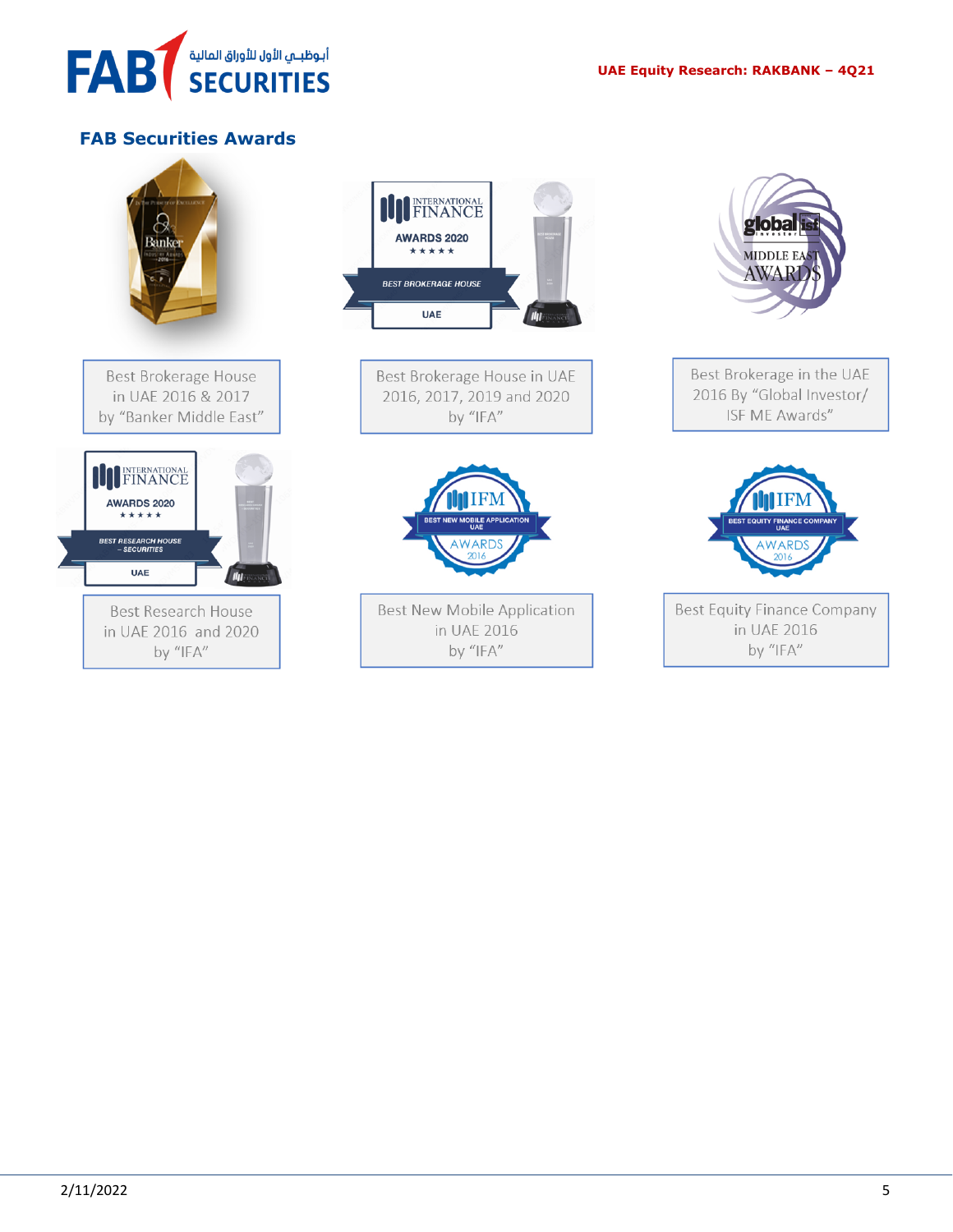## FAB Securities Awards

Best Brokerage House in UAE 2016 & 2017 by "Banker Middle East"

Best Brokerage House in UAE 2016, 2017, 2019 and 2020 by "IFA"

Best Brokerage in the UAE 2016 By "Global Investor/ ISF ME Awards"

Best Research House in UAE 2016 and 2020 by "IFA"

Best New Mobile Application in UAE 2016 by "IFA"

Best Equity Finance Company in UAE 2016 by "IFA"